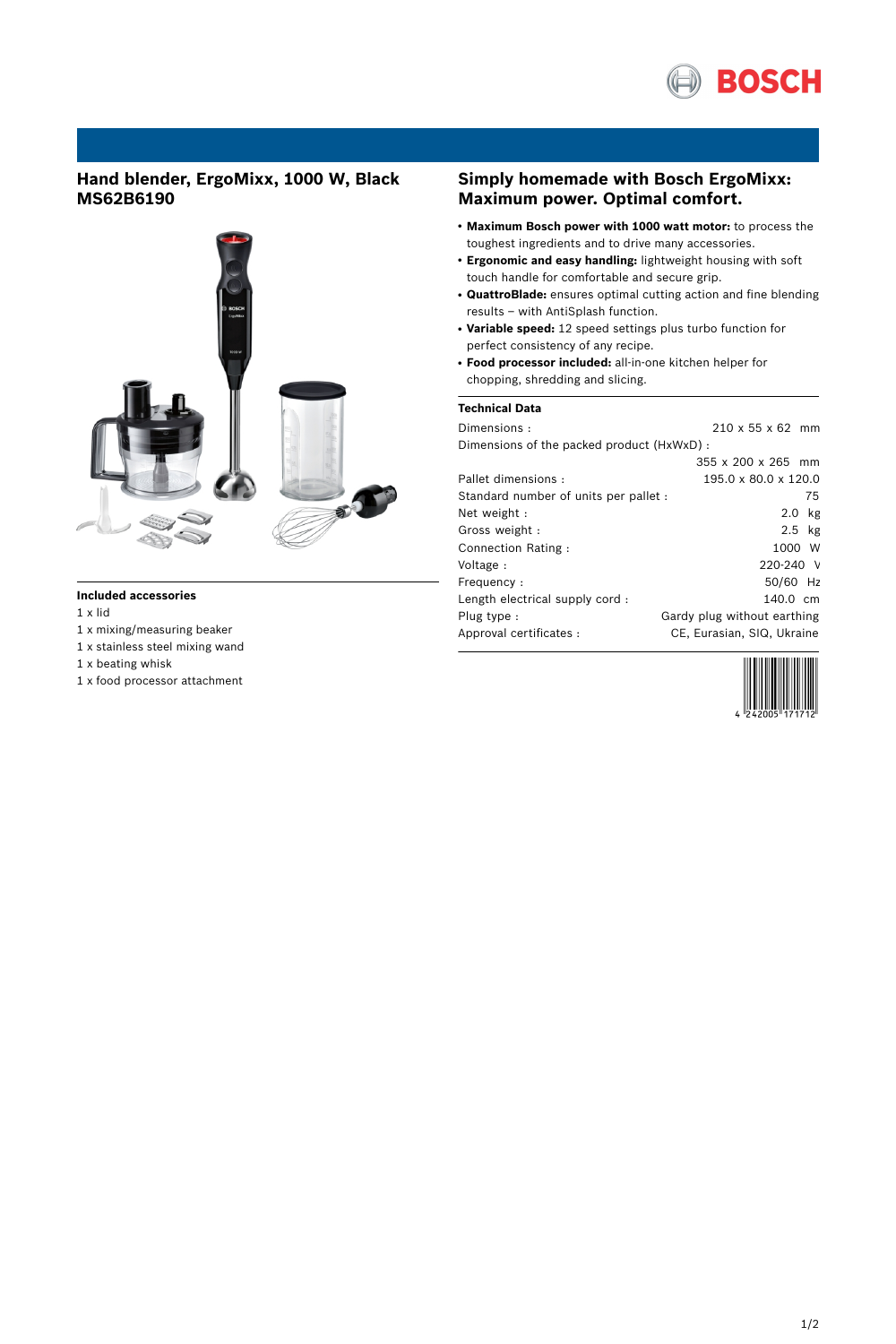# Hand blender, ErgoMixx, 1000 W, Black MS62B6190

### Included accessories

1 x lid
1 x mixing/measuring beaker
1 x stainless steel mixing wand
1 x beating whisk
1 x food processor attachment

## Simply homemade with Bosch ErgoMixx: Maximum power. Optimal comfort.

- **Maximum Bosch power with 1000 watt motor:** to process the toughest ingredients and to drive many accessories.
- **Ergonomic and easy handling:** lightweight housing with soft touch handle for comfortable and secure grip.
- **QuattroBlade:** ensures optimal cutting action and fine blending results – with AntiSplash function.
- **Variable speed:** 12 speed settings plus turbo function for perfect consistency of any recipe.
- **Food processor included:** all-in-one kitchen helper for chopping, shredding and slicing.

### Technical Data

| | |
|---|---|
| Dimensions : | 210 x 55 x 62 mm |
| Dimensions of the packed product (HxWxD) : | 355 x 200 x 265 mm |
| Pallet dimensions : | 195.0 x 80.0 x 120.0 |
| Standard number of units per pallet : | 75 |
| Net weight : | 2.0 kg |
| Gross weight : | 2.5 kg |
| Connection Rating : | 1000 W |
| Voltage : | 220-240 V |
| Frequency : | 50/60 Hz |
| Length electrical supply cord : | 140.0 cm |
| Plug type : | Gardy plug without earthing |
| Approval certificates : | CE, Eurasian, SIQ, Ukraine |

4 242005 171712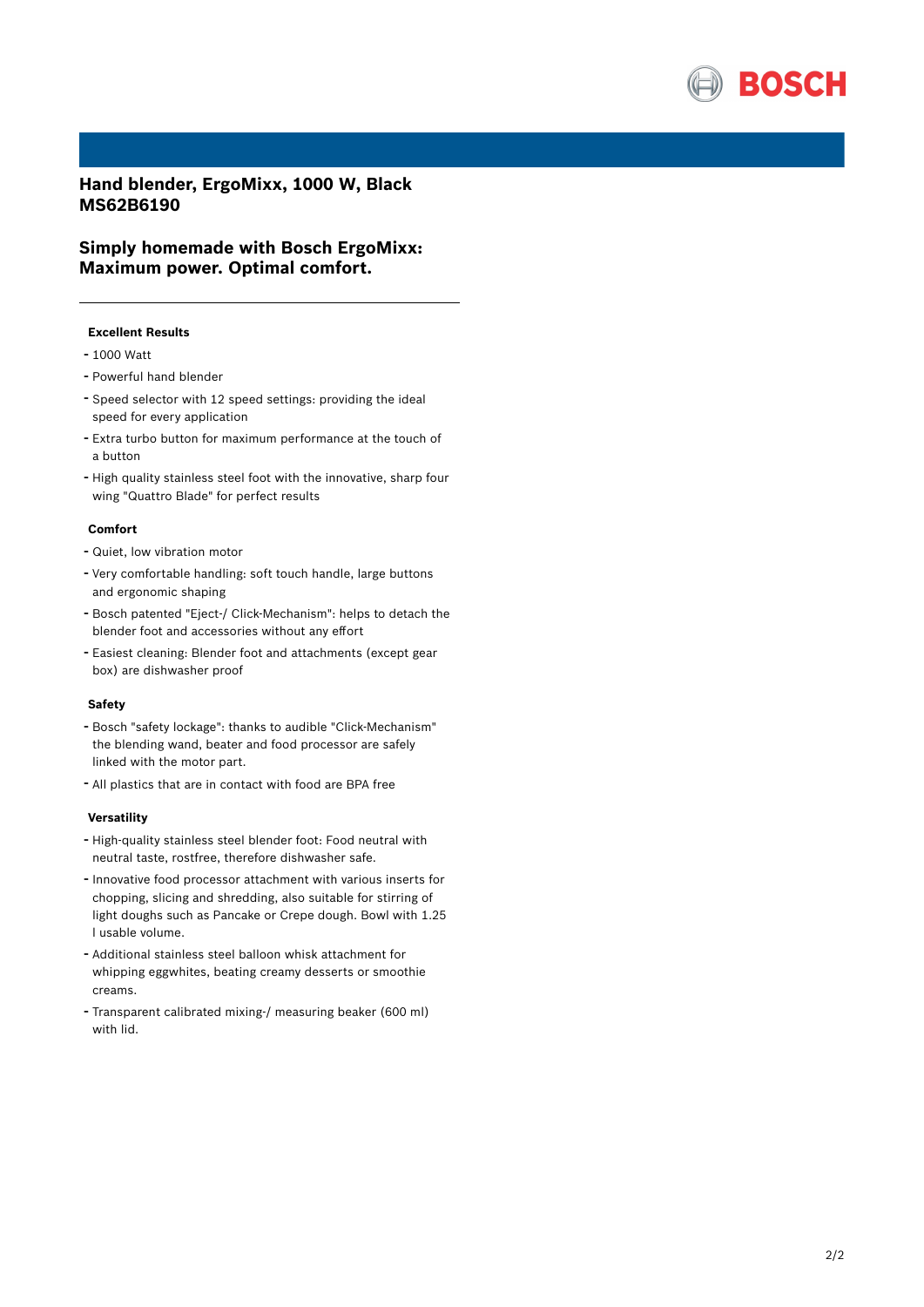# Hand blender, ErgoMixx, 1000 W, Black
# MS62B6190

## Simply homemade with Bosch ErgoMixx: Maximum power. Optimal comfort.

### Excellent Results

- 1000 Watt
- Powerful hand blender
- Speed selector with 12 speed settings: providing the ideal speed for every application
- Extra turbo button for maximum performance at the touch of a button
- High quality stainless steel foot with the innovative, sharp four wing "Quattro Blade" for perfect results

### Comfort

- Quiet, low vibration motor
- Very comfortable handling: soft touch handle, large buttons and ergonomic shaping
- Bosch patented "Eject-/ Click-Mechanism": helps to detach the blender foot and accessories without any effort
- Easiest cleaning: Blender foot and attachments (except gear box) are dishwasher proof

### Safety

- Bosch "safety lockage": thanks to audible "Click-Mechanism" the blending wand, beater and food processor are safely linked with the motor part.
- All plastics that are in contact with food are BPA free

### Versatility

- High-quality stainless steel blender foot: Food neutral with neutral taste, rostfree, therefore dishwasher safe.
- Innovative food processor attachment with various inserts for chopping, slicing and shredding, also suitable for stirring of light doughs such as Pancake or Crepe dough. Bowl with 1.25 l usable volume.
- Additional stainless steel balloon whisk attachment for whipping eggwhites, beating creamy desserts or smoothie creams.
- Transparent calibrated mixing-/ measuring beaker (600 ml) with lid.